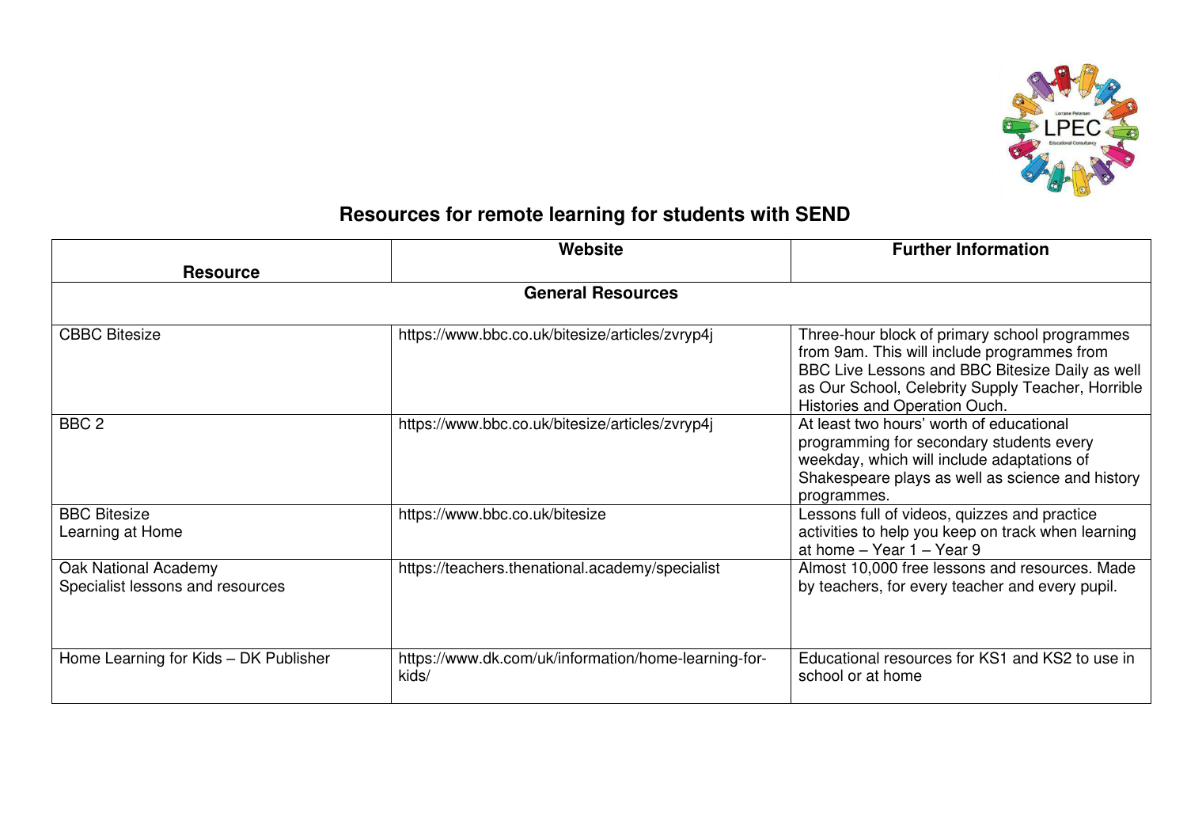# Resources for remote learning for students with SEND

| Resource | Website | Further Information |
|---|---|---|
| **General Resources** | | |
| CBBC Bitesize | https://www.bbc.co.uk/bitesize/articles/zvryp4j | Three-hour block of primary school programmes from 9am. This will include programmes from BBC Live Lessons and BBC Bitesize Daily as well as Our School, Celebrity Supply Teacher, Horrible Histories and Operation Ouch. |
| BBC 2 | https://www.bbc.co.uk/bitesize/articles/zvryp4j | At least two hours' worth of educational programming for secondary students every weekday, which will include adaptations of Shakespeare plays as well as science and history programmes. |
| BBC Bitesize Learning at Home | https://www.bbc.co.uk/bitesize | Lessons full of videos, quizzes and practice activities to help you keep on track when learning at home – Year 1 – Year 9 |
| Oak National Academy Specialist lessons and resources | https://teachers.thenational.academy/specialist | Almost 10,000 free lessons and resources. Made by teachers, for every teacher and every pupil. |
| Home Learning for Kids – DK Publisher | https://www.dk.com/uk/information/home-learning-for-kids/ | Educational resources for KS1 and KS2 to use in school or at home |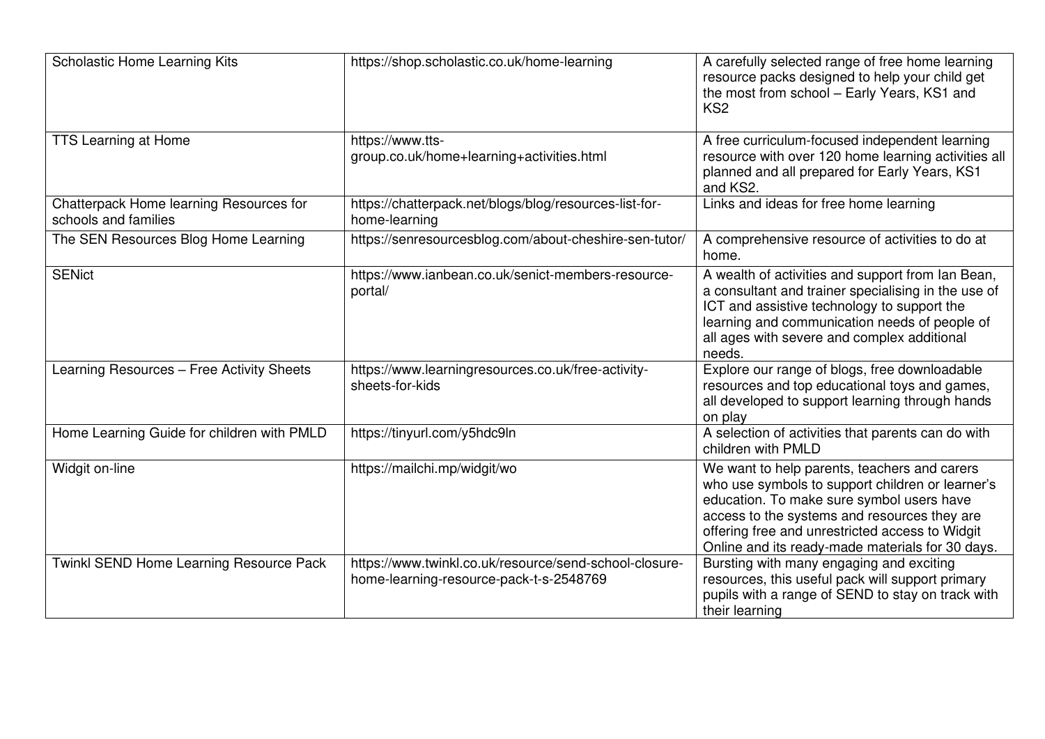| | | |
|---|---|---|
| Scholastic Home Learning Kits | https://shop.scholastic.co.uk/home-learning | A carefully selected range of free home learning resource packs designed to help your child get the most from school – Early Years, KS1 and KS2 |
| TTS Learning at Home | https://www.tts-group.co.uk/home+learning+activities.html | A free curriculum-focused independent learning resource with over 120 home learning activities all planned and all prepared for Early Years, KS1 and KS2. |
| Chatterpack Home learning Resources for schools and families | https://chatterpack.net/blogs/blog/resources-list-for-home-learning | Links and ideas for free home learning |
| The SEN Resources Blog Home Learning | https://senresourcesblog.com/about-cheshire-sen-tutor/ | A comprehensive resource of activities to do at home. |
| SENict | https://www.ianbean.co.uk/senict-members-resource-portal/ | A wealth of activities and support from Ian Bean, a consultant and trainer specialising in the use of ICT and assistive technology to support the learning and communication needs of people of all ages with severe and complex additional needs. |
| Learning Resources – Free Activity Sheets | https://www.learningresources.co.uk/free-activity-sheets-for-kids | Explore our range of blogs, free downloadable resources and top educational toys and games, all developed to support learning through hands on play |
| Home Learning Guide for children with PMLD | https://tinyurl.com/y5hdc9ln | A selection of activities that parents can do with children with PMLD |
| Widgit on-line | https://mailchi.mp/widgit/wo | We want to help parents, teachers and carers who use symbols to support children or learner's education. To make sure symbol users have access to the systems and resources they are offering free and unrestricted access to Widgit Online and its ready-made materials for 30 days. |
| Twinkl SEND Home Learning Resource Pack | https://www.twinkl.co.uk/resource/send-school-closure-home-learning-resource-pack-t-s-2548769 | Bursting with many engaging and exciting resources, this useful pack will support primary pupils with a range of SEND to stay on track with their learning |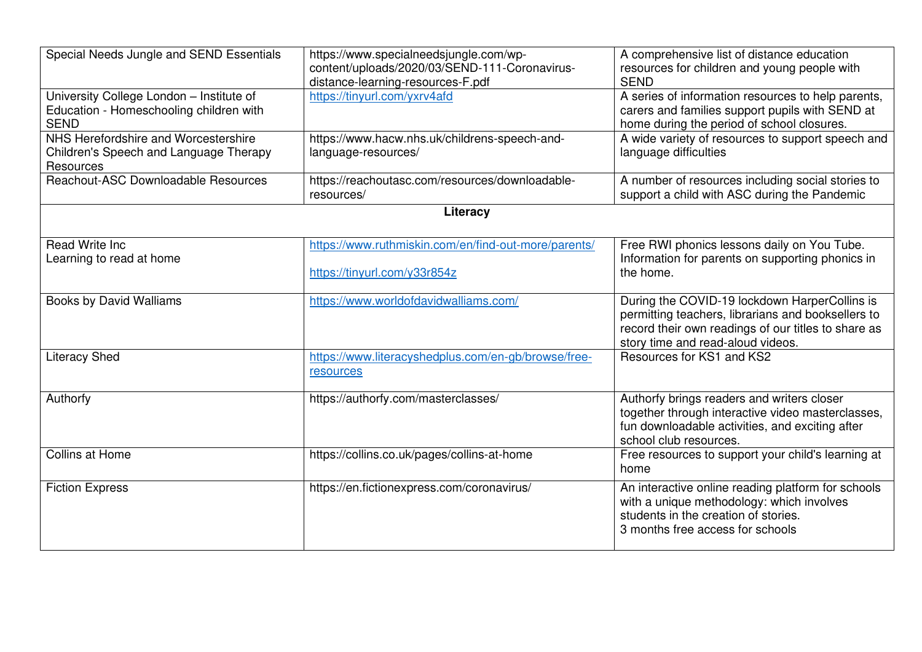| | | |
|---|---|---|
| Special Needs Jungle and SEND Essentials | https://www.specialneedsjungle.com/wp-content/uploads/2020/03/SEND-111-Coronavirus-distance-learning-resources-F.pdf | A comprehensive list of distance education resources for children and young people with SEND |
| University College London – Institute of Education - Homeschooling children with SEND | https://tinyurl.com/yxrv4afd | A series of information resources to help parents, carers and families support pupils with SEND at home during the period of school closures. |
| NHS Herefordshire and Worcestershire Children's Speech and Language Therapy Resources | https://www.hacw.nhs.uk/childrens-speech-and-language-resources/ | A wide variety of resources to support speech and language difficulties |
| Reachout-ASC Downloadable Resources | https://reachoutasc.com/resources/downloadable-resources/ | A number of resources including social stories to support a child with ASC during the Pandemic |
| **Literacy** | | |
| Read Write Inc<br>Learning to read at home | https://www.ruthmiskin.com/en/find-out-more/parents/<br><br>https://tinyurl.com/y33r854z | Free RWI phonics lessons daily on You Tube. Information for parents on supporting phonics in the home. |
| Books by David Walliams | https://www.worldofdavidwalliams.com/ | During the COVID-19 lockdown HarperCollins is permitting teachers, librarians and booksellers to record their own readings of our titles to share as story time and read-aloud videos. |
| Literacy Shed | https://www.literacyshedplus.com/en-gb/browse/free-resources | Resources for KS1 and KS2 |
| Authorfy | https://authorfy.com/masterclasses/ | Authorfy brings readers and writers closer together through interactive video masterclasses, fun downloadable activities, and exciting after school club resources. |
| Collins at Home | https://collins.co.uk/pages/collins-at-home | Free resources to support your child's learning at home |
| Fiction Express | https://en.fictionexpress.com/coronavirus/ | An interactive online reading platform for schools with a unique methodology: which involves students in the creation of stories.<br>3 months free access for schools |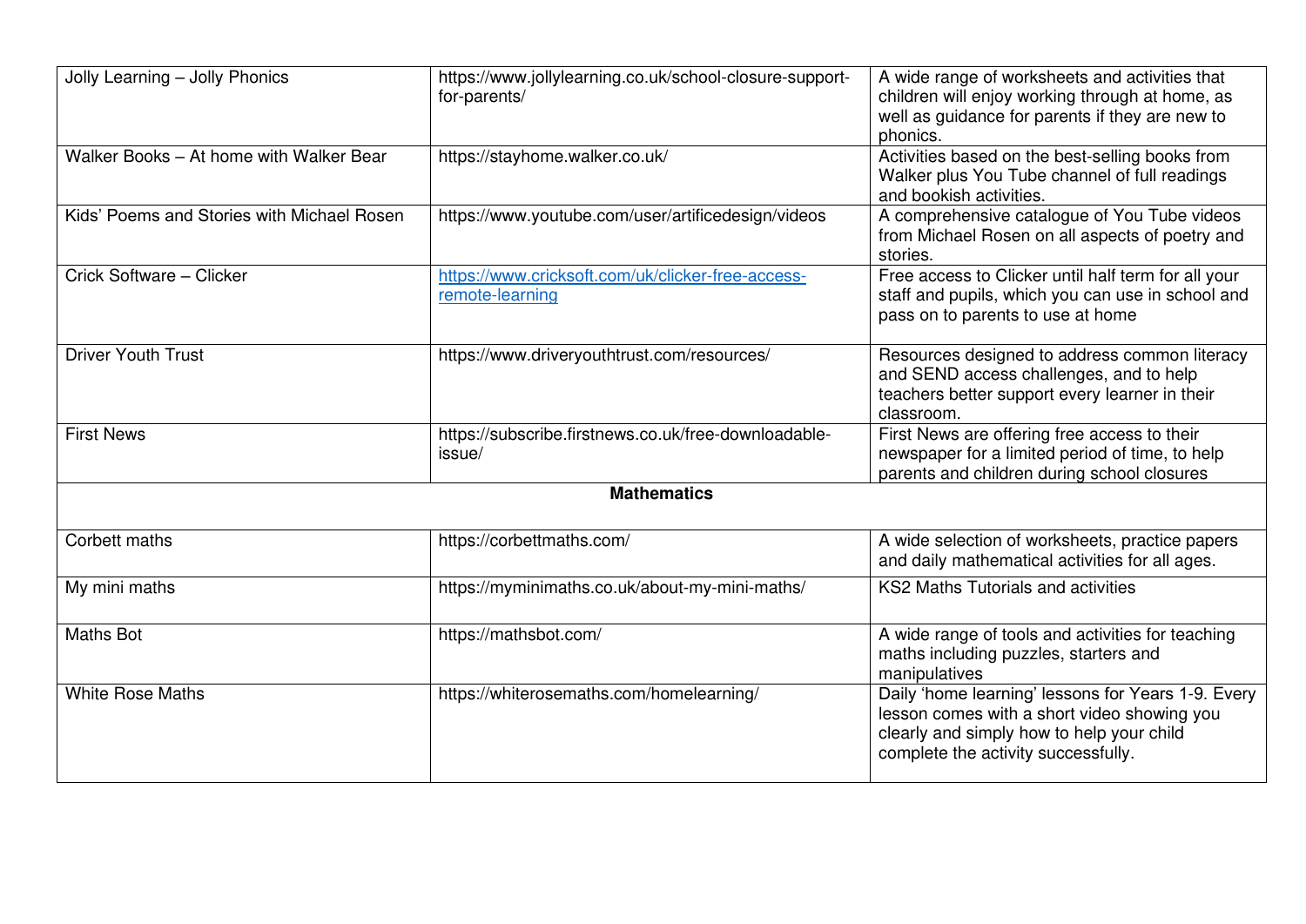| Jolly Learning – Jolly Phonics | https://www.jollylearning.co.uk/school-closure-support-for-parents/ | A wide range of worksheets and activities that children will enjoy working through at home, as well as guidance for parents if they are new to phonics. |
|---|---|---|
| Walker Books – At home with Walker Bear | https://stayhome.walker.co.uk/ | Activities based on the best-selling books from Walker plus You Tube channel of full readings and bookish activities. |
| Kids' Poems and Stories with Michael Rosen | https://www.youtube.com/user/artificedesign/videos | A comprehensive catalogue of You Tube videos from Michael Rosen on all aspects of poetry and stories. |
| Crick Software – Clicker | https://www.cricksoft.com/uk/clicker-free-access-remote-learning | Free access to Clicker until half term for all your staff and pupils, which you can use in school and pass on to parents to use at home |
| Driver Youth Trust | https://www.driveryouthtrust.com/resources/ | Resources designed to address common literacy and SEND access challenges, and to help teachers better support every learner in their classroom. |
| First News | https://subscribe.firstnews.co.uk/free-downloadable-issue/ | First News are offering free access to their newspaper for a limited period of time, to help parents and children during school closures |
| **Mathematics** | | |
| Corbett maths | https://corbettmaths.com/ | A wide selection of worksheets, practice papers and daily mathematical activities for all ages. |
| My mini maths | https://myminimaths.co.uk/about-my-mini-maths/ | KS2 Maths Tutorials and activities |
| Maths Bot | https://mathsbot.com/ | A wide range of tools and activities for teaching maths including puzzles, starters and manipulatives |
| White Rose Maths | https://whiterosemaths.com/homelearning/ | Daily 'home learning' lessons for Years 1-9. Every lesson comes with a short video showing you clearly and simply how to help your child complete the activity successfully. |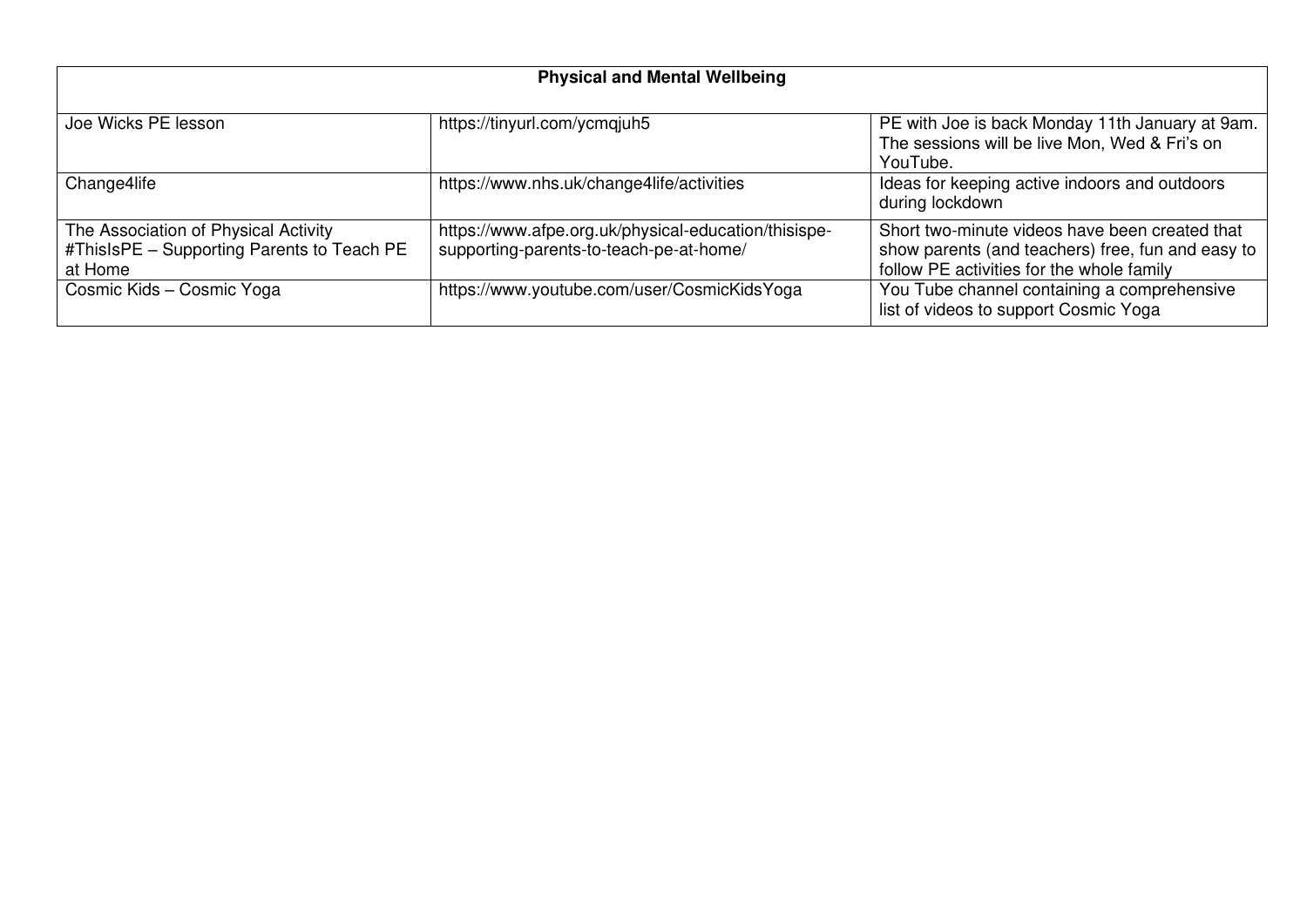| Physical and Mental Wellbeing | | |
| --- | --- | --- |
| Joe Wicks PE lesson | https://tinyurl.com/ycmqjuh5 | PE with Joe is back Monday 11th January at 9am. The sessions will be live Mon, Wed & Fri's on YouTube. |
| Change4life | https://www.nhs.uk/change4life/activities | Ideas for keeping active indoors and outdoors during lockdown |
| The Association of Physical Activity #ThisIsPE – Supporting Parents to Teach PE at Home | https://www.afpe.org.uk/physical-education/thisispe-supporting-parents-to-teach-pe-at-home/ | Short two-minute videos have been created that show parents (and teachers) free, fun and easy to follow PE activities for the whole family |
| Cosmic Kids – Cosmic Yoga | https://www.youtube.com/user/CosmicKidsYoga | You Tube channel containing a comprehensive list of videos to support Cosmic Yoga |